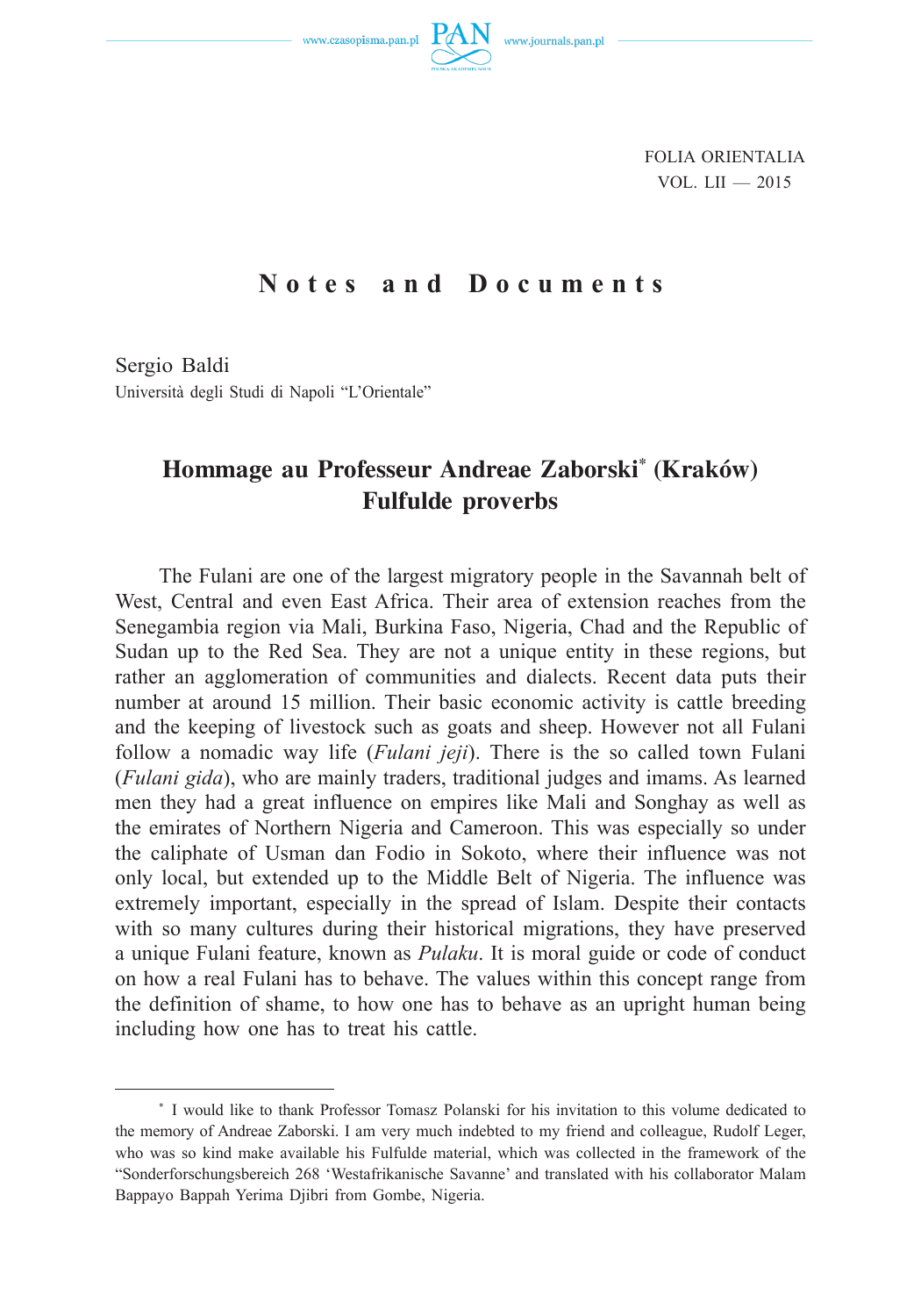## Notes and Documents

Sergio Baldi
Università degli Studi di Napoli "L'Orientale"

# Hommage au Professeur Andreae Zaborski* (Kraków) Fulfulde proverbs

The Fulani are one of the largest migratory people in the Savannah belt of West, Central and even East Africa. Their area of extension reaches from the Senegambia region via Mali, Burkina Faso, Nigeria, Chad and the Republic of Sudan up to the Red Sea. They are not a unique entity in these regions, but rather an agglomeration of communities and dialects. Recent data puts their number at around 15 million. Their basic economic activity is cattle breeding and the keeping of livestock such as goats and sheep. However not all Fulani follow a nomadic way life (*Fulani jeji*). There is the so called town Fulani (*Fulani gida*), who are mainly traders, traditional judges and imams. As learned men they had a great influence on empires like Mali and Songhay as well as the emirates of Northern Nigeria and Cameroon. This was especially so under the caliphate of Usman dan Fodio in Sokoto, where their influence was not only local, but extended up to the Middle Belt of Nigeria. The influence was extremely important, especially in the spread of Islam. Despite their contacts with so many cultures during their historical migrations, they have preserved a unique Fulani feature, known as *Pulaku*. It is moral guide or code of conduct on how a real Fulani has to behave. The values within this concept range from the definition of shame, to how one has to behave as an upright human being including how one has to treat his cattle.

---

* I would like to thank Professor Tomasz Polanski for his invitation to this volume dedicated to the memory of Andreae Zaborski. I am very much indebted to my friend and colleague, Rudolf Leger, who was so kind make available his Fulfulde material, which was collected in the framework of the "Sonderforschungsbereich 268 'Westafrikanische Savanne' and translated with his collaborator Malam Bappayo Bappah Yerima Djibri from Gombe, Nigeria.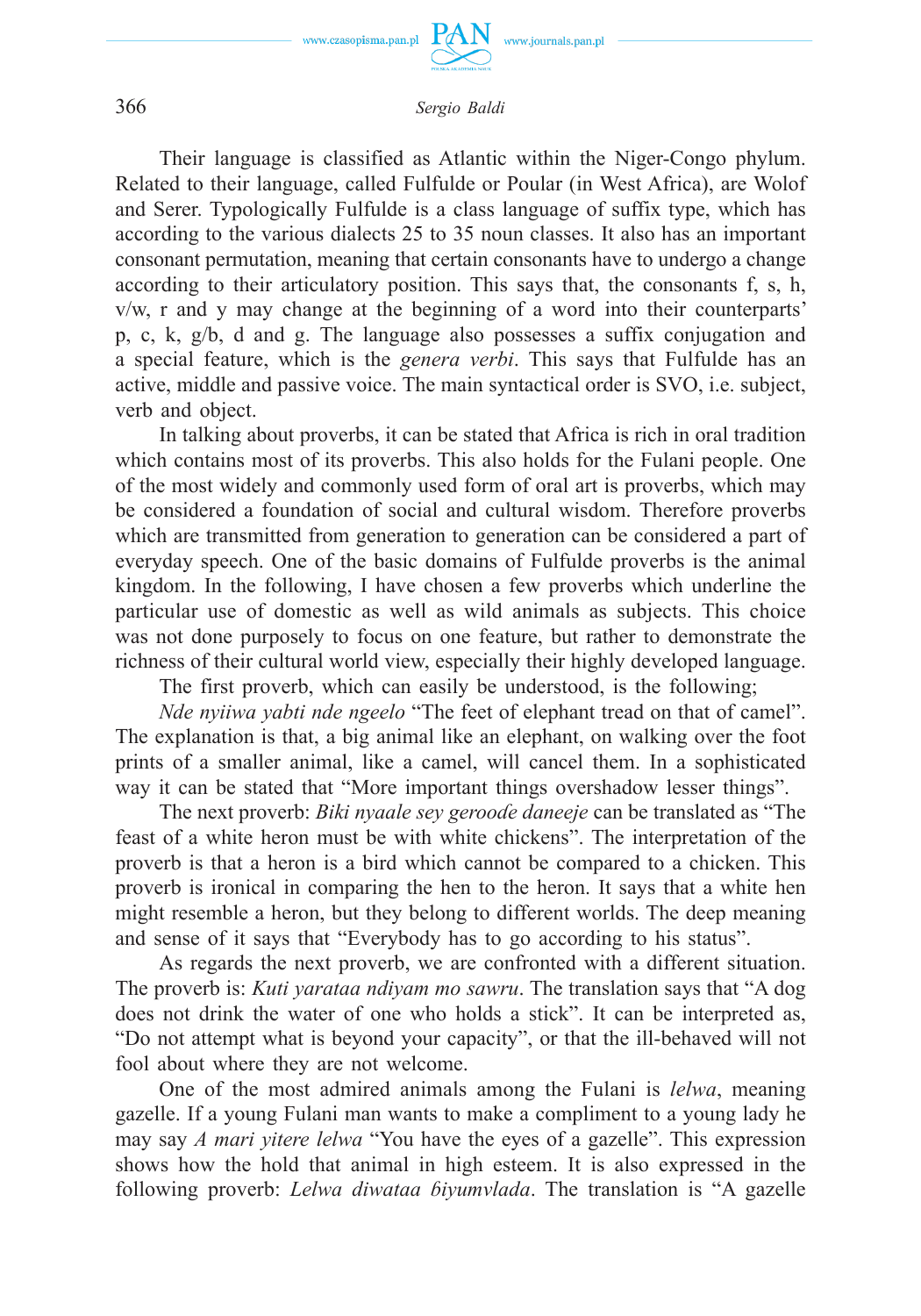Their language is classified as Atlantic within the Niger-Congo phylum. Related to their language, called Fulfulde or Poular (in West Africa), are Wolof and Serer. Typologically Fulfulde is a class language of suffix type, which has according to the various dialects 25 to 35 noun classes. It also has an important consonant permutation, meaning that certain consonants have to undergo a change according to their articulatory position. This says that, the consonants f, s, h, v/w, r and y may change at the beginning of a word into their counterparts' p, c, k, g/b, d and g. The language also possesses a suffix conjugation and a special feature, which is the *genera verbi*. This says that Fulfulde has an active, middle and passive voice. The main syntactical order is SVO, i.e. subject, verb and object.

In talking about proverbs, it can be stated that Africa is rich in oral tradition which contains most of its proverbs. This also holds for the Fulani people. One of the most widely and commonly used form of oral art is proverbs, which may be considered a foundation of social and cultural wisdom. Therefore proverbs which are transmitted from generation to generation can be considered a part of everyday speech. One of the basic domains of Fulfulde proverbs is the animal kingdom. In the following, I have chosen a few proverbs which underline the particular use of domestic as well as wild animals as subjects. This choice was not done purposely to focus on one feature, but rather to demonstrate the richness of their cultural world view, especially their highly developed language.

The first proverb, which can easily be understood, is the following;

*Nde nyiiwa yabti nde ngeelo* "The feet of elephant tread on that of camel". The explanation is that, a big animal like an elephant, on walking over the foot prints of a smaller animal, like a camel, will cancel them. In a sophisticated way it can be stated that "More important things overshadow lesser things".

The next proverb: *Biki nyaale sey geroođe daneeje* can be translated as "The feast of a white heron must be with white chickens". The interpretation of the proverb is that a heron is a bird which cannot be compared to a chicken. This proverb is ironical in comparing the hen to the heron. It says that a white hen might resemble a heron, but they belong to different worlds. The deep meaning and sense of it says that "Everybody has to go according to his status".

As regards the next proverb, we are confronted with a different situation. The proverb is: *Kuti yarataa ndiyam mo sawru*. The translation says that "A dog does not drink the water of one who holds a stick". It can be interpreted as, "Do not attempt what is beyond your capacity", or that the ill-behaved will not fool about where they are not welcome.

One of the most admired animals among the Fulani is *lelwa*, meaning gazelle. If a young Fulani man wants to make a compliment to a young lady he may say *A mari yitere lelwa* "You have the eyes of a gazelle". This expression shows how the hold that animal in high esteem. It is also expressed in the following proverb: *Lelwa diwataa ɓiyumvlada*. The translation is "A gazelle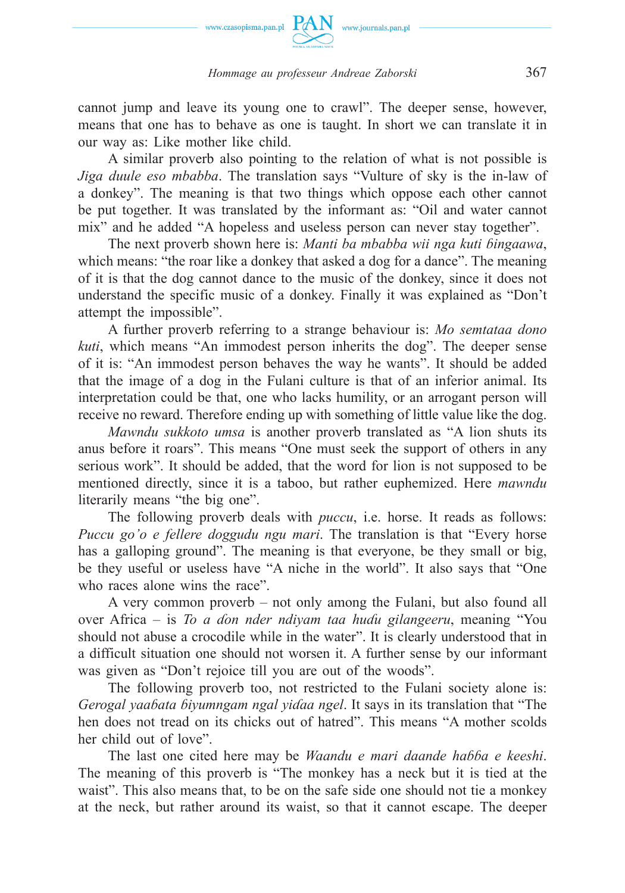cannot jump and leave its young one to crawl". The deeper sense, however, means that one has to behave as one is taught. In short we can translate it in our way as: Like mother like child.

A similar proverb also pointing to the relation of what is not possible is *Jiga duule eso mbabba*. The translation says "Vulture of sky is the in-law of a donkey". The meaning is that two things which oppose each other cannot be put together. It was translated by the informant as: "Oil and water cannot mix" and he added "A hopeless and useless person can never stay together".

The next proverb shown here is: *Manti ba mbabba wii nga kuti ɓingaawa*, which means: "the roar like a donkey that asked a dog for a dance". The meaning of it is that the dog cannot dance to the music of the donkey, since it does not understand the specific music of a donkey. Finally it was explained as "Don't attempt the impossible".

A further proverb referring to a strange behaviour is: *Mo semtataa dono kuti*, which means "An immodest person inherits the dog". The deeper sense of it is: "An immodest person behaves the way he wants". It should be added that the image of a dog in the Fulani culture is that of an inferior animal. Its interpretation could be that, one who lacks humility, or an arrogant person will receive no reward. Therefore ending up with something of little value like the dog.

*Mawndu sukkoto umsa* is another proverb translated as "A lion shuts its anus before it roars". This means "One must seek the support of others in any serious work". It should be added, that the word for lion is not supposed to be mentioned directly, since it is a taboo, but rather euphemized. Here *mawndu* literarily means "the big one".

The following proverb deals with *puccu*, i.e. horse. It reads as follows: *Puccu go'o e fellere doggudu ngu mari*. The translation is that "Every horse has a galloping ground". The meaning is that everyone, be they small or big, be they useful or useless have "A niche in the world". It also says that "One who races alone wins the race".

A very common proverb – not only among the Fulani, but also found all over Africa – is *To a don nder ndiyam taa hudu gilangeeru*, meaning "You should not abuse a crocodile while in the water". It is clearly understood that in a difficult situation one should not worsen it. A further sense by our informant was given as "Don't rejoice till you are out of the woods".

The following proverb too, not restricted to the Fulani society alone is: *Gerogal yaaɓata ɓiyumngam ngal yidaa ngel*. It says in its translation that "The hen does not tread on its chicks out of hatred". This means "A mother scolds her child out of love".

The last one cited here may be *Waandu e mari daande haɓɓa e keeshi*. The meaning of this proverb is "The monkey has a neck but it is tied at the waist". This also means that, to be on the safe side one should not tie a monkey at the neck, but rather around its waist, so that it cannot escape. The deeper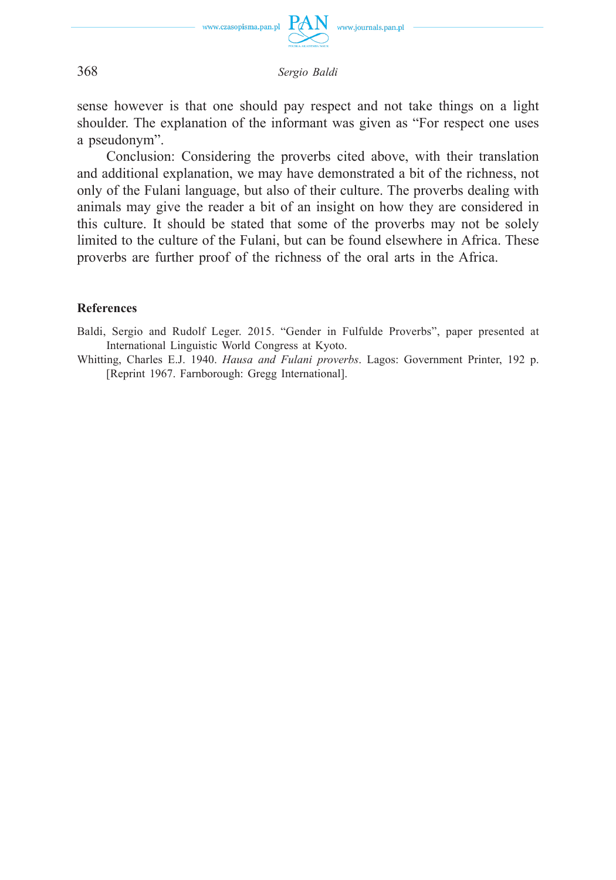sense however is that one should pay respect and not take things on a light shoulder. The explanation of the informant was given as "For respect one uses a pseudonym".

Conclusion: Considering the proverbs cited above, with their translation and additional explanation, we may have demonstrated a bit of the richness, not only of the Fulani language, but also of their culture. The proverbs dealing with animals may give the reader a bit of an insight on how they are considered in this culture. It should be stated that some of the proverbs may not be solely limited to the culture of the Fulani, but can be found elsewhere in Africa. These proverbs are further proof of the richness of the oral arts in the Africa.

## References

Baldi, Sergio and Rudolf Leger. 2015. "Gender in Fulfulde Proverbs", paper presented at International Linguistic World Congress at Kyoto.

Whitting, Charles E.J. 1940. *Hausa and Fulani proverbs*. Lagos: Government Printer, 192 p. [Reprint 1967. Farnborough: Gregg International].